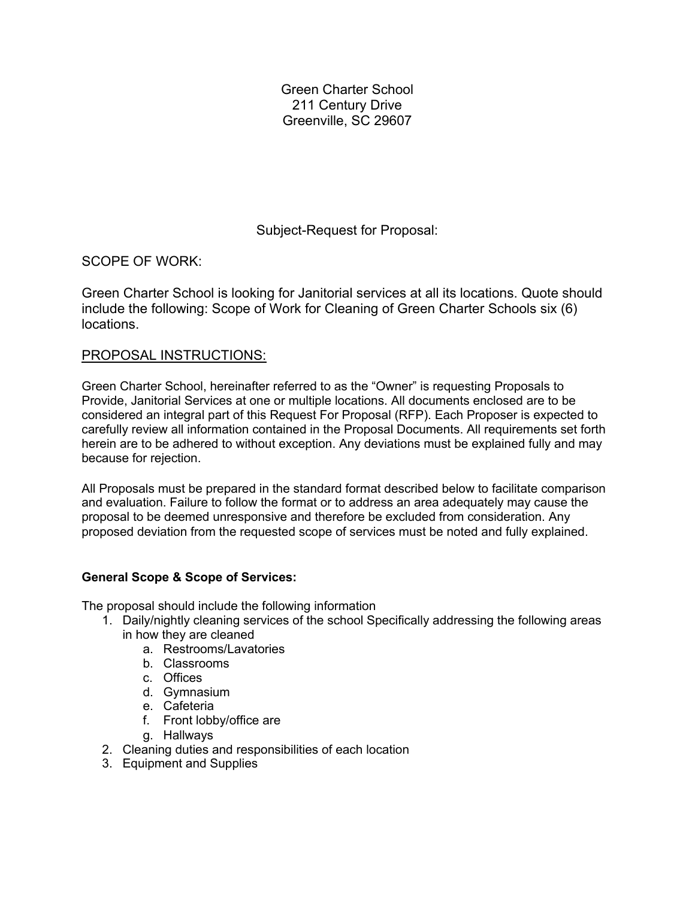Green Charter School
211 Century Drive
Greenville, SC 29607

Subject-Request for Proposal:

SCOPE OF WORK:

Green Charter School is looking for Janitorial services at all its locations. Quote should include the following: Scope of Work for Cleaning of Green Charter Schools six (6) locations.

<u>PROPOSAL INSTRUCTIONS:</u>

Green Charter School, hereinafter referred to as the "Owner" is requesting Proposals to Provide, Janitorial Services at one or multiple locations. All documents enclosed are to be considered an integral part of this Request For Proposal (RFP). Each Proposer is expected to carefully review all information contained in the Proposal Documents. All requirements set forth herein are to be adhered to without exception. Any deviations must be explained fully and may because for rejection.

All Proposals must be prepared in the standard format described below to facilitate comparison and evaluation. Failure to follow the format or to address an area adequately may cause the proposal to be deemed unresponsive and therefore be excluded from consideration. Any proposed deviation from the requested scope of services must be noted and fully explained.

**General Scope & Scope of Services:**

The proposal should include the following information

1. Daily/nightly cleaning services of the school Specifically addressing the following areas in how they are cleaned
   a. Restrooms/Lavatories
   b. Classrooms
   c. Offices
   d. Gymnasium
   e. Cafeteria
   f. Front lobby/office are
   g. Hallways
2. Cleaning duties and responsibilities of each location
3. Equipment and Supplies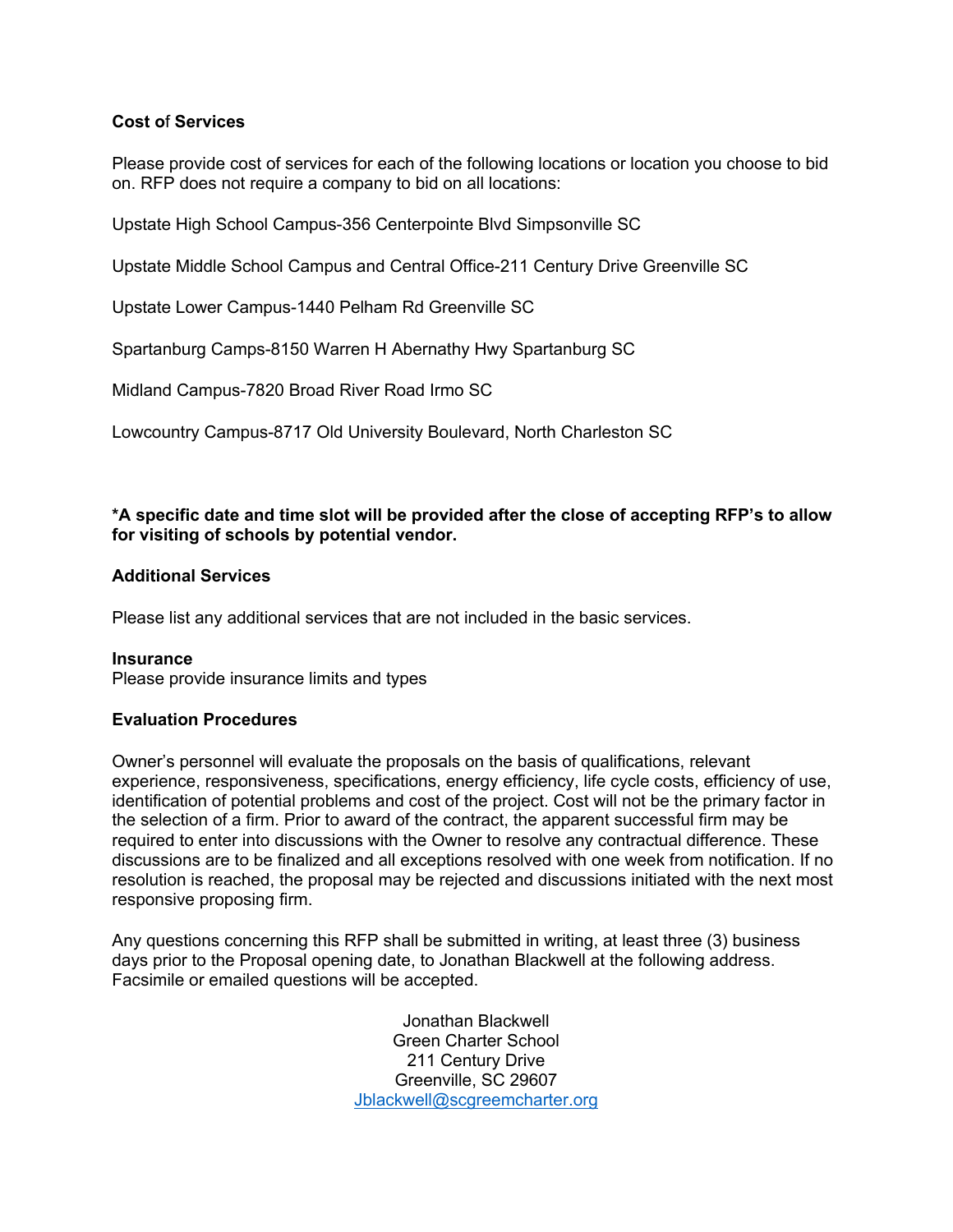**Cost of Services**

Please provide cost of services for each of the following locations or location you choose to bid on. RFP does not require a company to bid on all locations:

Upstate High School Campus-356 Centerpointe Blvd Simpsonville SC

Upstate Middle School Campus and Central Office-211 Century Drive Greenville SC

Upstate Lower Campus-1440 Pelham Rd Greenville SC

Spartanburg Camps-8150 Warren H Abernathy Hwy Spartanburg SC

Midland Campus-7820 Broad River Road Irmo SC

Lowcountry Campus-8717 Old University Boulevard, North Charleston SC

**\*A specific date and time slot will be provided after the close of accepting RFP's to allow for visiting of schools by potential vendor.**

**Additional Services**

Please list any additional services that are not included in the basic services.

**Insurance**

Please provide insurance limits and types

**Evaluation Procedures**

Owner's personnel will evaluate the proposals on the basis of qualifications, relevant experience, responsiveness, specifications, energy efficiency, life cycle costs, efficiency of use, identification of potential problems and cost of the project. Cost will not be the primary factor in the selection of a firm. Prior to award of the contract, the apparent successful firm may be required to enter into discussions with the Owner to resolve any contractual difference. These discussions are to be finalized and all exceptions resolved with one week from notification. If no resolution is reached, the proposal may be rejected and discussions initiated with the next most responsive proposing firm.

Any questions concerning this RFP shall be submitted in writing, at least three (3) business days prior to the Proposal opening date, to Jonathan Blackwell at the following address. Facsimile or emailed questions will be accepted.

Jonathan Blackwell
Green Charter School
211 Century Drive
Greenville, SC 29607
Jblackwell@scgreemcharter.org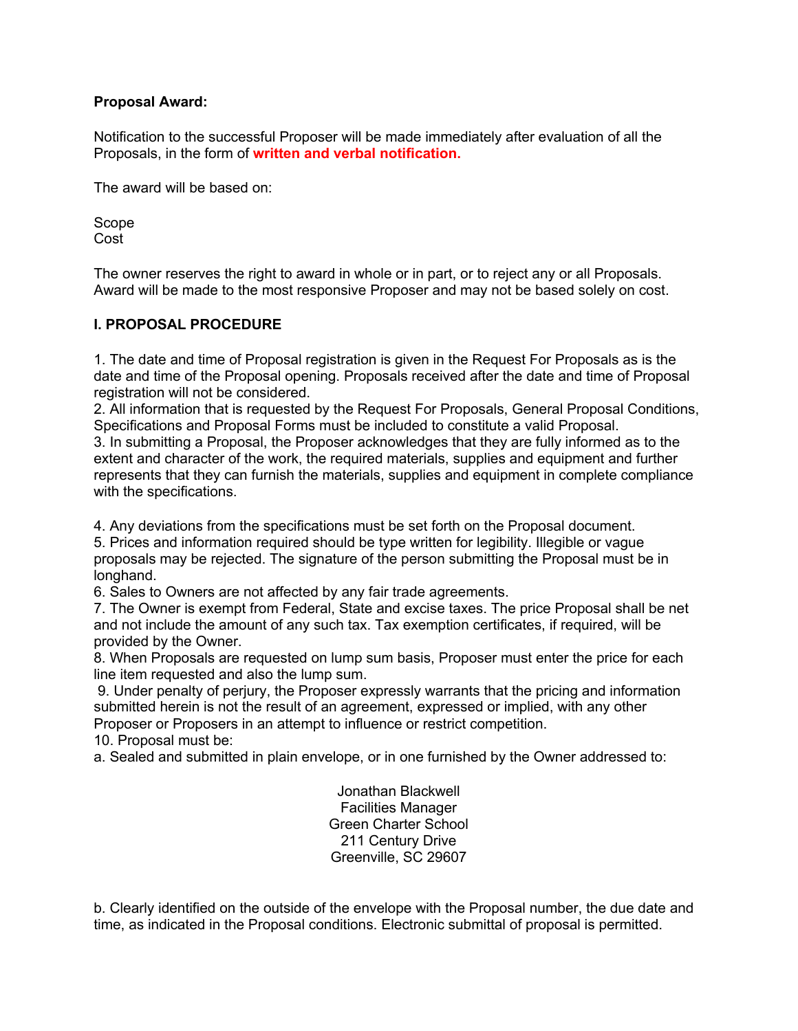**Proposal Award:**

Notification to the successful Proposer will be made immediately after evaluation of all the Proposals, in the form of **written and verbal notification.**

The award will be based on:

Scope
Cost

The owner reserves the right to award in whole or in part, or to reject any or all Proposals. Award will be made to the most responsive Proposer and may not be based solely on cost.

## I. PROPOSAL PROCEDURE

1. The date and time of Proposal registration is given in the Request For Proposals as is the date and time of the Proposal opening. Proposals received after the date and time of Proposal registration will not be considered.
2. All information that is requested by the Request For Proposals, General Proposal Conditions, Specifications and Proposal Forms must be included to constitute a valid Proposal.
3. In submitting a Proposal, the Proposer acknowledges that they are fully informed as to the extent and character of the work, the required materials, supplies and equipment and further represents that they can furnish the materials, supplies and equipment in complete compliance with the specifications.

4. Any deviations from the specifications must be set forth on the Proposal document.
5. Prices and information required should be type written for legibility. Illegible or vague proposals may be rejected. The signature of the person submitting the Proposal must be in longhand.
6. Sales to Owners are not affected by any fair trade agreements.
7. The Owner is exempt from Federal, State and excise taxes. The price Proposal shall be net and not include the amount of any such tax. Tax exemption certificates, if required, will be provided by the Owner.
8. When Proposals are requested on lump sum basis, Proposer must enter the price for each line item requested and also the lump sum.
9. Under penalty of perjury, the Proposer expressly warrants that the pricing and information submitted herein is not the result of an agreement, expressed or implied, with any other Proposer or Proposers in an attempt to influence or restrict competition.
10. Proposal must be:

a. Sealed and submitted in plain envelope, or in one furnished by the Owner addressed to:

Jonathan Blackwell
Facilities Manager
Green Charter School
211 Century Drive
Greenville, SC 29607

b. Clearly identified on the outside of the envelope with the Proposal number, the due date and time, as indicated in the Proposal conditions. Electronic submittal of proposal is permitted.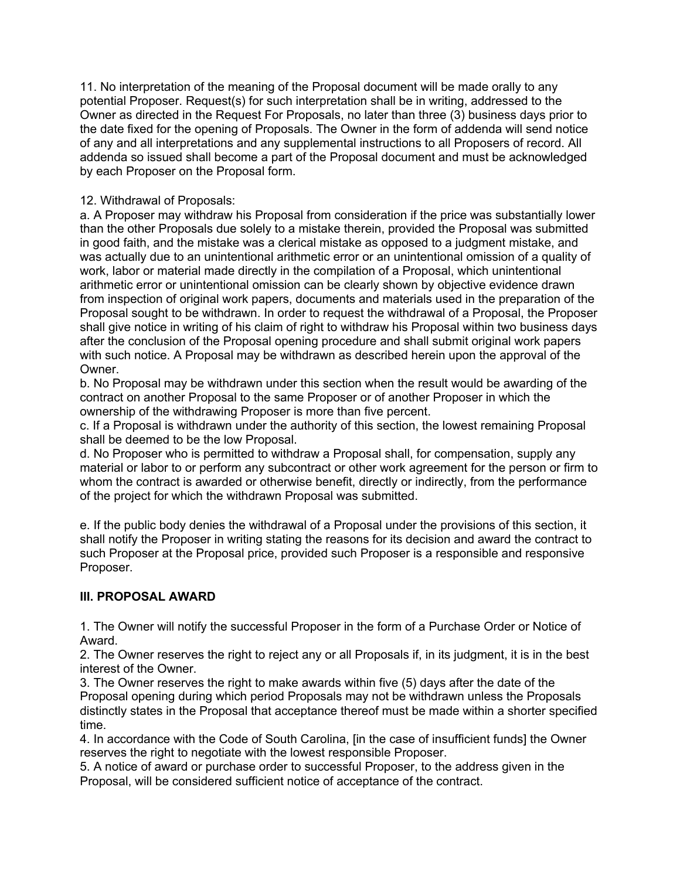11. No interpretation of the meaning of the Proposal document will be made orally to any potential Proposer. Request(s) for such interpretation shall be in writing, addressed to the Owner as directed in the Request For Proposals, no later than three (3) business days prior to the date fixed for the opening of Proposals. The Owner in the form of addenda will send notice of any and all interpretations and any supplemental instructions to all Proposers of record. All addenda so issued shall become a part of the Proposal document and must be acknowledged by each Proposer on the Proposal form.

12. Withdrawal of Proposals:

a. A Proposer may withdraw his Proposal from consideration if the price was substantially lower than the other Proposals due solely to a mistake therein, provided the Proposal was submitted in good faith, and the mistake was a clerical mistake as opposed to a judgment mistake, and was actually due to an unintentional arithmetic error or an unintentional omission of a quality of work, labor or material made directly in the compilation of a Proposal, which unintentional arithmetic error or unintentional omission can be clearly shown by objective evidence drawn from inspection of original work papers, documents and materials used in the preparation of the Proposal sought to be withdrawn. In order to request the withdrawal of a Proposal, the Proposer shall give notice in writing of his claim of right to withdraw his Proposal within two business days after the conclusion of the Proposal opening procedure and shall submit original work papers with such notice. A Proposal may be withdrawn as described herein upon the approval of the Owner.

b. No Proposal may be withdrawn under this section when the result would be awarding of the contract on another Proposal to the same Proposer or of another Proposer in which the ownership of the withdrawing Proposer is more than five percent.

c. If a Proposal is withdrawn under the authority of this section, the lowest remaining Proposal shall be deemed to be the low Proposal.

d. No Proposer who is permitted to withdraw a Proposal shall, for compensation, supply any material or labor to or perform any subcontract or other work agreement for the person or firm to whom the contract is awarded or otherwise benefit, directly or indirectly, from the performance of the project for which the withdrawn Proposal was submitted.

e. If the public body denies the withdrawal of a Proposal under the provisions of this section, it shall notify the Proposer in writing stating the reasons for its decision and award the contract to such Proposer at the Proposal price, provided such Proposer is a responsible and responsive Proposer.

## III. PROPOSAL AWARD

1. The Owner will notify the successful Proposer in the form of a Purchase Order or Notice of Award.
2. The Owner reserves the right to reject any or all Proposals if, in its judgment, it is in the best interest of the Owner.
3. The Owner reserves the right to make awards within five (5) days after the date of the Proposal opening during which period Proposals may not be withdrawn unless the Proposals distinctly states in the Proposal that acceptance thereof must be made within a shorter specified time.
4. In accordance with the Code of South Carolina, [in the case of insufficient funds] the Owner reserves the right to negotiate with the lowest responsible Proposer.
5. A notice of award or purchase order to successful Proposer, to the address given in the Proposal, will be considered sufficient notice of acceptance of the contract.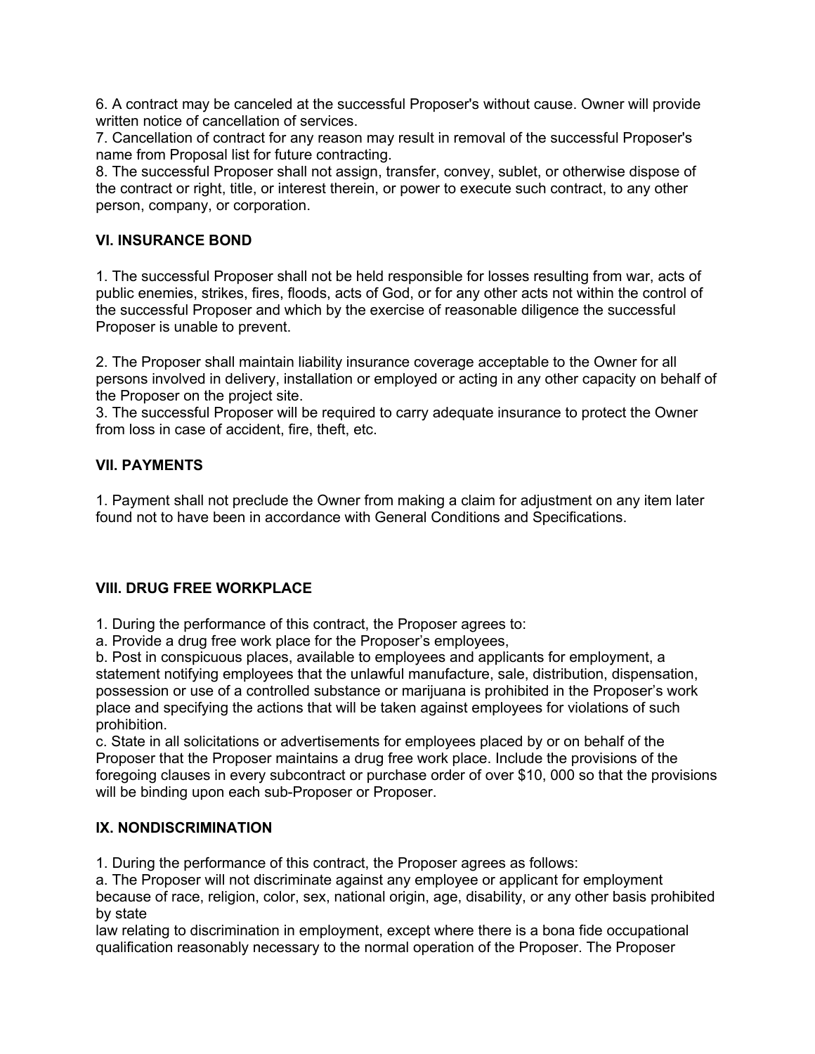6. A contract may be canceled at the successful Proposer's without cause. Owner will provide written notice of cancellation of services.
7. Cancellation of contract for any reason may result in removal of the successful Proposer's name from Proposal list for future contracting.
8. The successful Proposer shall not assign, transfer, convey, sublet, or otherwise dispose of the contract or right, title, or interest therein, or power to execute such contract, to any other person, company, or corporation.

### VI. INSURANCE BOND

1. The successful Proposer shall not be held responsible for losses resulting from war, acts of public enemies, strikes, fires, floods, acts of God, or for any other acts not within the control of the successful Proposer and which by the exercise of reasonable diligence the successful Proposer is unable to prevent.

2. The Proposer shall maintain liability insurance coverage acceptable to the Owner for all persons involved in delivery, installation or employed or acting in any other capacity on behalf of the Proposer on the project site.
3. The successful Proposer will be required to carry adequate insurance to protect the Owner from loss in case of accident, fire, theft, etc.

### VII. PAYMENTS

1. Payment shall not preclude the Owner from making a claim for adjustment on any item later found not to have been in accordance with General Conditions and Specifications.

### VIII. DRUG FREE WORKPLACE

1. During the performance of this contract, the Proposer agrees to:
a. Provide a drug free work place for the Proposer's employees,
b. Post in conspicuous places, available to employees and applicants for employment, a statement notifying employees that the unlawful manufacture, sale, distribution, dispensation, possession or use of a controlled substance or marijuana is prohibited in the Proposer's work place and specifying the actions that will be taken against employees for violations of such prohibition.
c. State in all solicitations or advertisements for employees placed by or on behalf of the Proposer that the Proposer maintains a drug free work place. Include the provisions of the foregoing clauses in every subcontract or purchase order of over $10, 000 so that the provisions will be binding upon each sub-Proposer or Proposer.

### IX. NONDISCRIMINATION

1. During the performance of this contract, the Proposer agrees as follows:
a. The Proposer will not discriminate against any employee or applicant for employment because of race, religion, color, sex, national origin, age, disability, or any other basis prohibited by state
law relating to discrimination in employment, except where there is a bona fide occupational qualification reasonably necessary to the normal operation of the Proposer. The Proposer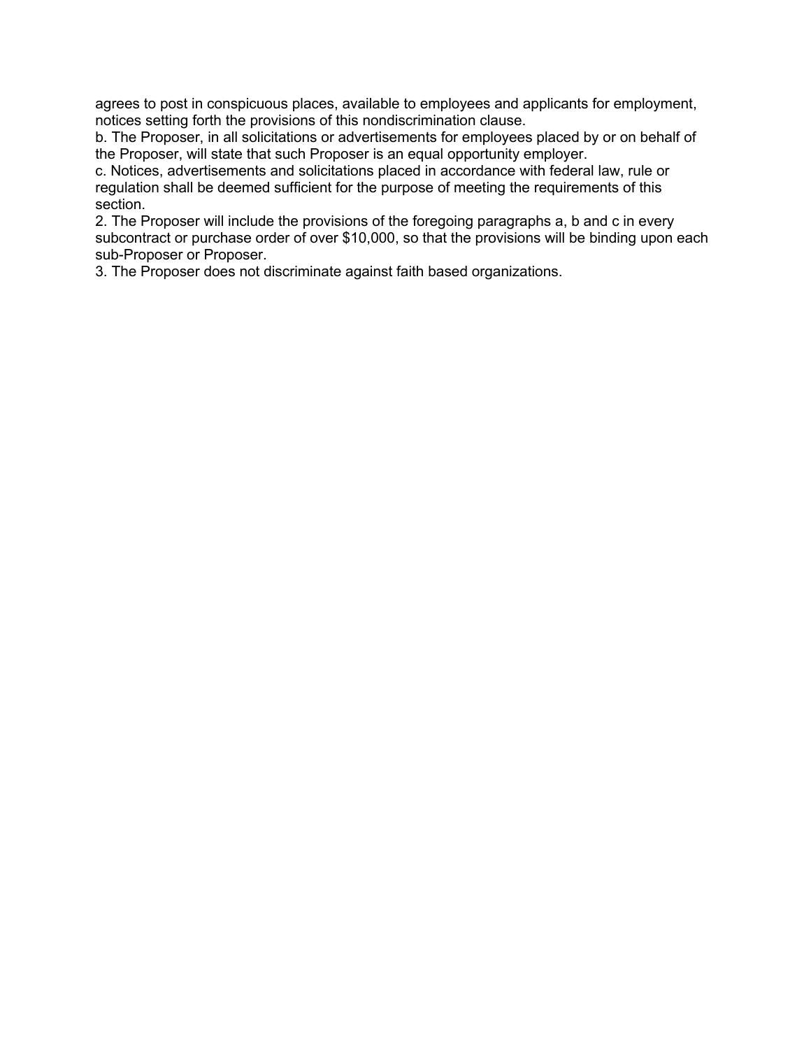agrees to post in conspicuous places, available to employees and applicants for employment, notices setting forth the provisions of this nondiscrimination clause.

b. The Proposer, in all solicitations or advertisements for employees placed by or on behalf of the Proposer, will state that such Proposer is an equal opportunity employer.

c. Notices, advertisements and solicitations placed in accordance with federal law, rule or regulation shall be deemed sufficient for the purpose of meeting the requirements of this section.

2. The Proposer will include the provisions of the foregoing paragraphs a, b and c in every subcontract or purchase order of over $10,000, so that the provisions will be binding upon each sub-Proposer or Proposer.

3. The Proposer does not discriminate against faith based organizations.